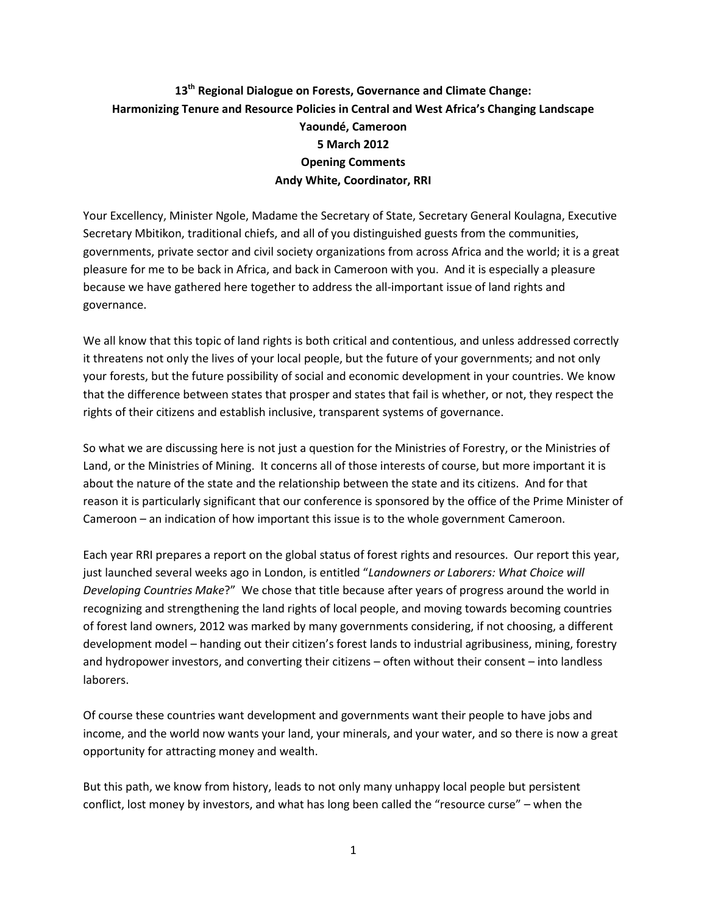**13th Regional Dialogue on Forests, Governance and Climate Change:**
**Harmonizing Tenure and Resource Policies in Central and West Africa's Changing Landscape**
**Yaoundé, Cameroon**
**5 March 2012**
**Opening Comments**
**Andy White, Coordinator, RRI**

Your Excellency, Minister Ngole, Madame the Secretary of State, Secretary General Koulagna, Executive Secretary Mbitikon, traditional chiefs, and all of you distinguished guests from the communities, governments, private sector and civil society organizations from across Africa and the world; it is a great pleasure for me to be back in Africa, and back in Cameroon with you. And it is especially a pleasure because we have gathered here together to address the all-important issue of land rights and governance.

We all know that this topic of land rights is both critical and contentious, and unless addressed correctly it threatens not only the lives of your local people, but the future of your governments; and not only your forests, but the future possibility of social and economic development in your countries. We know that the difference between states that prosper and states that fail is whether, or not, they respect the rights of their citizens and establish inclusive, transparent systems of governance.

So what we are discussing here is not just a question for the Ministries of Forestry, or the Ministries of Land, or the Ministries of Mining. It concerns all of those interests of course, but more important it is about the nature of the state and the relationship between the state and its citizens. And for that reason it is particularly significant that our conference is sponsored by the office of the Prime Minister of Cameroon – an indication of how important this issue is to the whole government Cameroon.

Each year RRI prepares a report on the global status of forest rights and resources. Our report this year, just launched several weeks ago in London, is entitled "*Landowners or Laborers: What Choice will Developing Countries Make*?" We chose that title because after years of progress around the world in recognizing and strengthening the land rights of local people, and moving towards becoming countries of forest land owners, 2012 was marked by many governments considering, if not choosing, a different development model – handing out their citizen's forest lands to industrial agribusiness, mining, forestry and hydropower investors, and converting their citizens – often without their consent – into landless laborers.

Of course these countries want development and governments want their people to have jobs and income, and the world now wants your land, your minerals, and your water, and so there is now a great opportunity for attracting money and wealth.

But this path, we know from history, leads to not only many unhappy local people but persistent conflict, lost money by investors, and what has long been called the "resource curse" – when the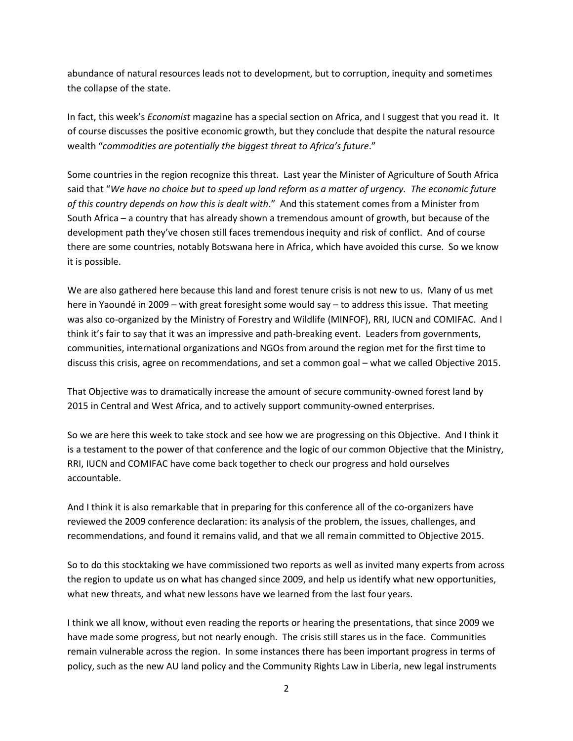abundance of natural resources leads not to development, but to corruption, inequity and sometimes the collapse of the state.

In fact, this week's *Economist* magazine has a special section on Africa, and I suggest that you read it. It of course discusses the positive economic growth, but they conclude that despite the natural resource wealth "*commodities are potentially the biggest threat to Africa's future*."

Some countries in the region recognize this threat. Last year the Minister of Agriculture of South Africa said that "*We have no choice but to speed up land reform as a matter of urgency. The economic future of this country depends on how this is dealt with*." And this statement comes from a Minister from South Africa – a country that has already shown a tremendous amount of growth, but because of the development path they've chosen still faces tremendous inequity and risk of conflict. And of course there are some countries, notably Botswana here in Africa, which have avoided this curse. So we know it is possible.

We are also gathered here because this land and forest tenure crisis is not new to us. Many of us met here in Yaoundé in 2009 – with great foresight some would say – to address this issue. That meeting was also co-organized by the Ministry of Forestry and Wildlife (MINFOF), RRI, IUCN and COMIFAC. And I think it's fair to say that it was an impressive and path-breaking event. Leaders from governments, communities, international organizations and NGOs from around the region met for the first time to discuss this crisis, agree on recommendations, and set a common goal – what we called Objective 2015.

That Objective was to dramatically increase the amount of secure community-owned forest land by 2015 in Central and West Africa, and to actively support community-owned enterprises.

So we are here this week to take stock and see how we are progressing on this Objective. And I think it is a testament to the power of that conference and the logic of our common Objective that the Ministry, RRI, IUCN and COMIFAC have come back together to check our progress and hold ourselves accountable.

And I think it is also remarkable that in preparing for this conference all of the co-organizers have reviewed the 2009 conference declaration: its analysis of the problem, the issues, challenges, and recommendations, and found it remains valid, and that we all remain committed to Objective 2015.

So to do this stocktaking we have commissioned two reports as well as invited many experts from across the region to update us on what has changed since 2009, and help us identify what new opportunities, what new threats, and what new lessons have we learned from the last four years.

I think we all know, without even reading the reports or hearing the presentations, that since 2009 we have made some progress, but not nearly enough. The crisis still stares us in the face. Communities remain vulnerable across the region. In some instances there has been important progress in terms of policy, such as the new AU land policy and the Community Rights Law in Liberia, new legal instruments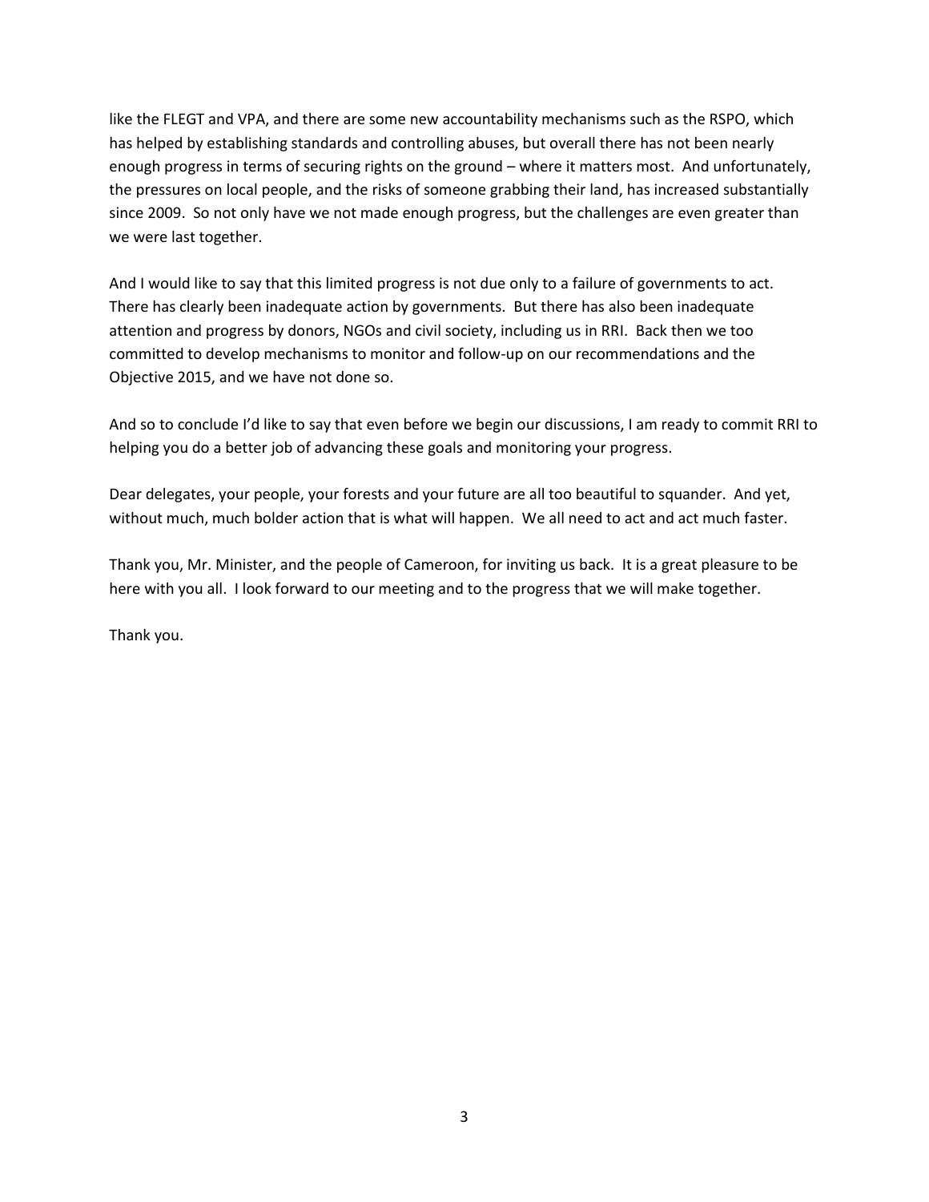like the FLEGT and VPA, and there are some new accountability mechanisms such as the RSPO, which has helped by establishing standards and controlling abuses, but overall there has not been nearly enough progress in terms of securing rights on the ground – where it matters most. And unfortunately, the pressures on local people, and the risks of someone grabbing their land, has increased substantially since 2009. So not only have we not made enough progress, but the challenges are even greater than we were last together.

And I would like to say that this limited progress is not due only to a failure of governments to act. There has clearly been inadequate action by governments. But there has also been inadequate attention and progress by donors, NGOs and civil society, including us in RRI. Back then we too committed to develop mechanisms to monitor and follow-up on our recommendations and the Objective 2015, and we have not done so.

And so to conclude I'd like to say that even before we begin our discussions, I am ready to commit RRI to helping you do a better job of advancing these goals and monitoring your progress.

Dear delegates, your people, your forests and your future are all too beautiful to squander. And yet, without much, much bolder action that is what will happen. We all need to act and act much faster.

Thank you, Mr. Minister, and the people of Cameroon, for inviting us back. It is a great pleasure to be here with you all. I look forward to our meeting and to the progress that we will make together.

Thank you.